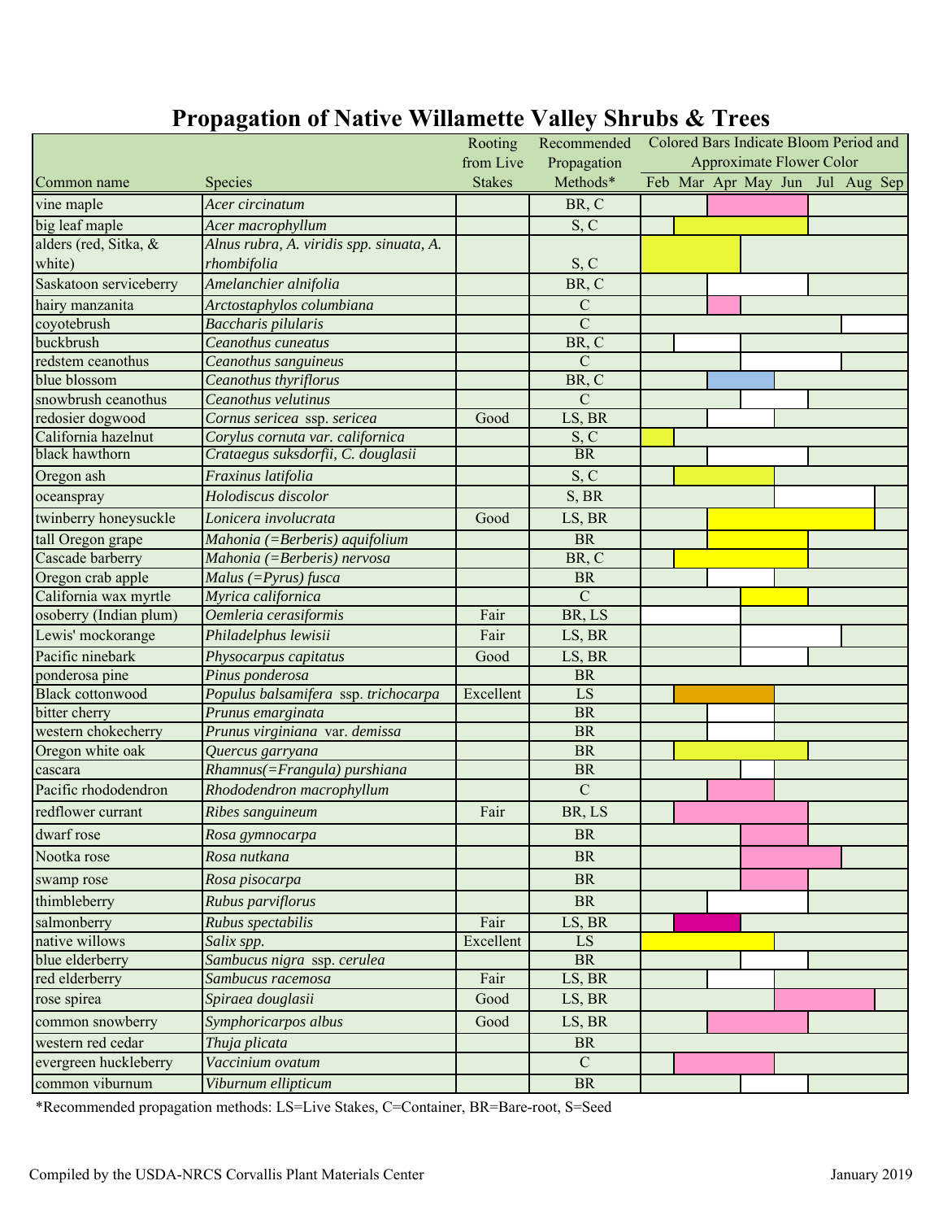# Propagation of Native Willamette Valley Shrubs & Trees

| Common name | Species | Rooting from Live Stakes | Recommended Propagation Methods* | Colored Bars Indicate Bloom Period and Approximate Flower Color (Feb Mar Apr May Jun Jul Aug Sep) |
|---|---|---|---|---|
| vine maple | *Acer circinatum* | | BR, C | |
| big leaf maple | *Acer macrophyllum* | | S, C | |
| alders (red, Sitka, & white) | *Alnus rubra, A. viridis spp. sinuata, A. rhombifolia* | | S, C | |
| Saskatoon serviceberry | *Amelanchier alnifolia* | | BR, C | |
| hairy manzanita | *Arctostaphylos columbiana* | | C | |
| coyotebrush | *Baccharis pilularis* | | C | |
| buckbrush | *Ceanothus cuneatus* | | BR, C | |
| redstem ceanothus | *Ceanothus sanguineus* | | C | |
| blue blossom | *Ceanothus thyriflorus* | | BR, C | |
| snowbrush ceanothus | *Ceanothus velutinus* | | C | |
| redosier dogwood | *Cornus sericea* ssp. *sericea* | Good | LS, BR | |
| California hazelnut | *Corylus cornuta var. californica* | | S, C | |
| black hawthorn | *Crataegus suksdorfii, C. douglasii* | | BR | |
| Oregon ash | *Fraxinus latifolia* | | S, C | |
| oceanspray | *Holodiscus discolor* | | S, BR | |
| twinberry honeysuckle | *Lonicera involucrata* | Good | LS, BR | |
| tall Oregon grape | *Mahonia (=Berberis) aquifolium* | | BR | |
| Cascade barberry | *Mahonia (=Berberis) nervosa* | | BR, C | |
| Oregon crab apple | *Malus (=Pyrus) fusca* | | BR | |
| California wax myrtle | *Myrica californica* | | C | |
| osoberry (Indian plum) | *Oemleria cerasiformis* | Fair | BR, LS | |
| Lewis' mockorange | *Philadelphus lewisii* | Fair | LS, BR | |
| Pacific ninebark | *Physocarpus capitatus* | Good | LS, BR | |
| ponderosa pine | *Pinus ponderosa* | | BR | |
| Black cottonwood | *Populus balsamifera* ssp. *trichocarpa* | Excellent | LS | |
| bitter cherry | *Prunus emarginata* | | BR | |
| western chokecherry | *Prunus virginiana* var. *demissa* | | BR | |
| Oregon white oak | *Quercus garryana* | | BR | |
| cascara | *Rhamnus(=Frangula) purshiana* | | BR | |
| Pacific rhododendron | *Rhododendron macrophyllum* | | C | |
| redflower currant | *Ribes sanguineum* | Fair | BR, LS | |
| dwarf rose | *Rosa gymnocarpa* | | BR | |
| Nootka rose | *Rosa nutkana* | | BR | |
| swamp rose | *Rosa pisocarpa* | | BR | |
| thimbleberry | *Rubus parviflorus* | | BR | |
| salmonberry | *Rubus spectabilis* | Fair | LS, BR | |
| native willows | *Salix spp.* | Excellent | LS | |
| blue elderberry | *Sambucus nigra* ssp. *cerulea* | | BR | |
| red elderberry | *Sambucus racemosa* | Fair | LS, BR | |
| rose spirea | *Spiraea douglasii* | Good | LS, BR | |
| common snowberry | *Symphoricarpos albus* | Good | LS, BR | |
| western red cedar | *Thuja plicata* | | BR | |
| evergreen huckleberry | *Vaccinium ovatum* | | C | |
| common viburnum | *Viburnum ellipticum* | | BR | |

*Recommended propagation methods: LS=Live Stakes, C=Container, BR=Bare-root, S=Seed

Compiled by the USDA-NRCS Corvallis Plant Materials Center

January 2019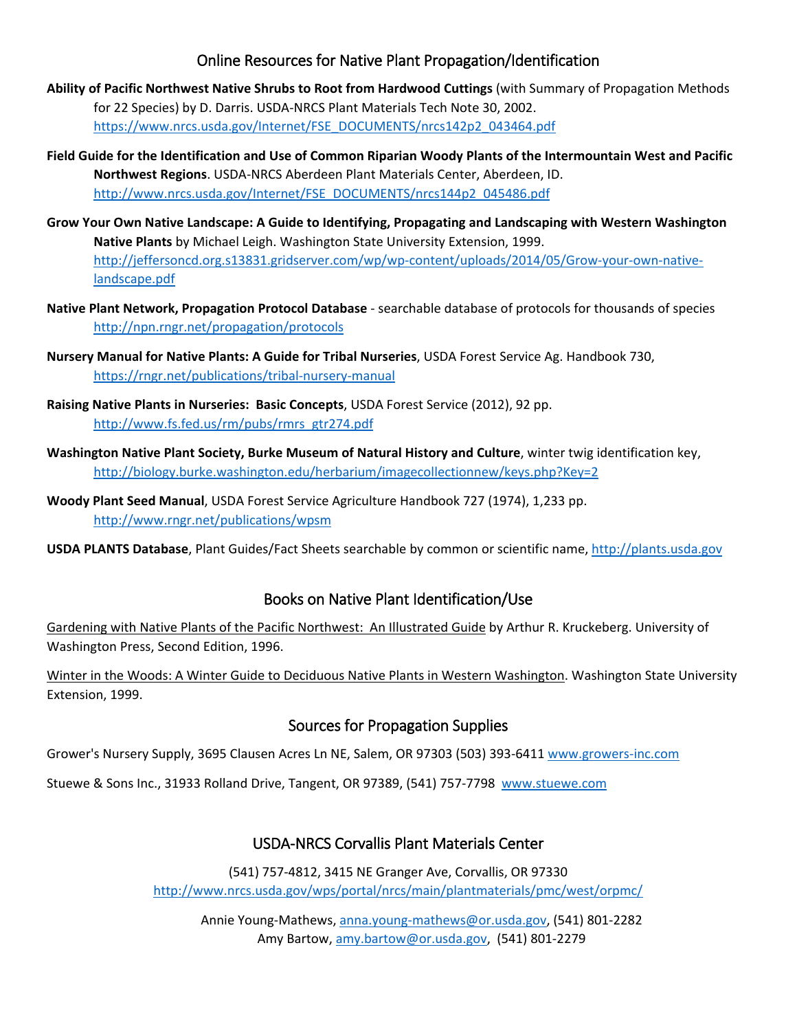## Online Resources for Native Plant Propagation/Identification

**Ability of Pacific Northwest Native Shrubs to Root from Hardwood Cuttings** (with Summary of Propagation Methods for 22 Species) by D. Darris. USDA-NRCS Plant Materials Tech Note 30, 2002. https://www.nrcs.usda.gov/Internet/FSE_DOCUMENTS/nrcs142p2_043464.pdf

**Field Guide for the Identification and Use of Common Riparian Woody Plants of the Intermountain West and Pacific Northwest Regions**. USDA-NRCS Aberdeen Plant Materials Center, Aberdeen, ID. http://www.nrcs.usda.gov/Internet/FSE_DOCUMENTS/nrcs144p2_045486.pdf

**Grow Your Own Native Landscape: A Guide to Identifying, Propagating and Landscaping with Western Washington Native Plants** by Michael Leigh. Washington State University Extension, 1999. http://jeffersoncd.org.s13831.gridserver.com/wp/wp-content/uploads/2014/05/Grow-your-own-native-landscape.pdf

**Native Plant Network, Propagation Protocol Database** - searchable database of protocols for thousands of species http://npn.rngr.net/propagation/protocols

**Nursery Manual for Native Plants: A Guide for Tribal Nurseries**, USDA Forest Service Ag. Handbook 730, https://rngr.net/publications/tribal-nursery-manual

**Raising Native Plants in Nurseries: Basic Concepts**, USDA Forest Service (2012), 92 pp. http://www.fs.fed.us/rm/pubs/rmrs_gtr274.pdf

**Washington Native Plant Society, Burke Museum of Natural History and Culture**, winter twig identification key, http://biology.burke.washington.edu/herbarium/imagecollectionnew/keys.php?Key=2

**Woody Plant Seed Manual**, USDA Forest Service Agriculture Handbook 727 (1974), 1,233 pp. http://www.rngr.net/publications/wpsm

**USDA PLANTS Database**, Plant Guides/Fact Sheets searchable by common or scientific name, http://plants.usda.gov

## Books on Native Plant Identification/Use

Gardening with Native Plants of the Pacific Northwest: An Illustrated Guide by Arthur R. Kruckeberg. University of Washington Press, Second Edition, 1996.

Winter in the Woods: A Winter Guide to Deciduous Native Plants in Western Washington. Washington State University Extension, 1999.

## Sources for Propagation Supplies

Grower's Nursery Supply, 3695 Clausen Acres Ln NE, Salem, OR 97303 (503) 393-6411 www.growers-inc.com

Stuewe & Sons Inc., 31933 Rolland Drive, Tangent, OR 97389, (541) 757-7798 www.stuewe.com

## USDA-NRCS Corvallis Plant Materials Center

(541) 757-4812, 3415 NE Granger Ave, Corvallis, OR 97330
http://www.nrcs.usda.gov/wps/portal/nrcs/main/plantmaterials/pmc/west/orpmc/

Annie Young-Mathews, anna.young-mathews@or.usda.gov, (541) 801-2282
Amy Bartow, amy.bartow@or.usda.gov, (541) 801-2279